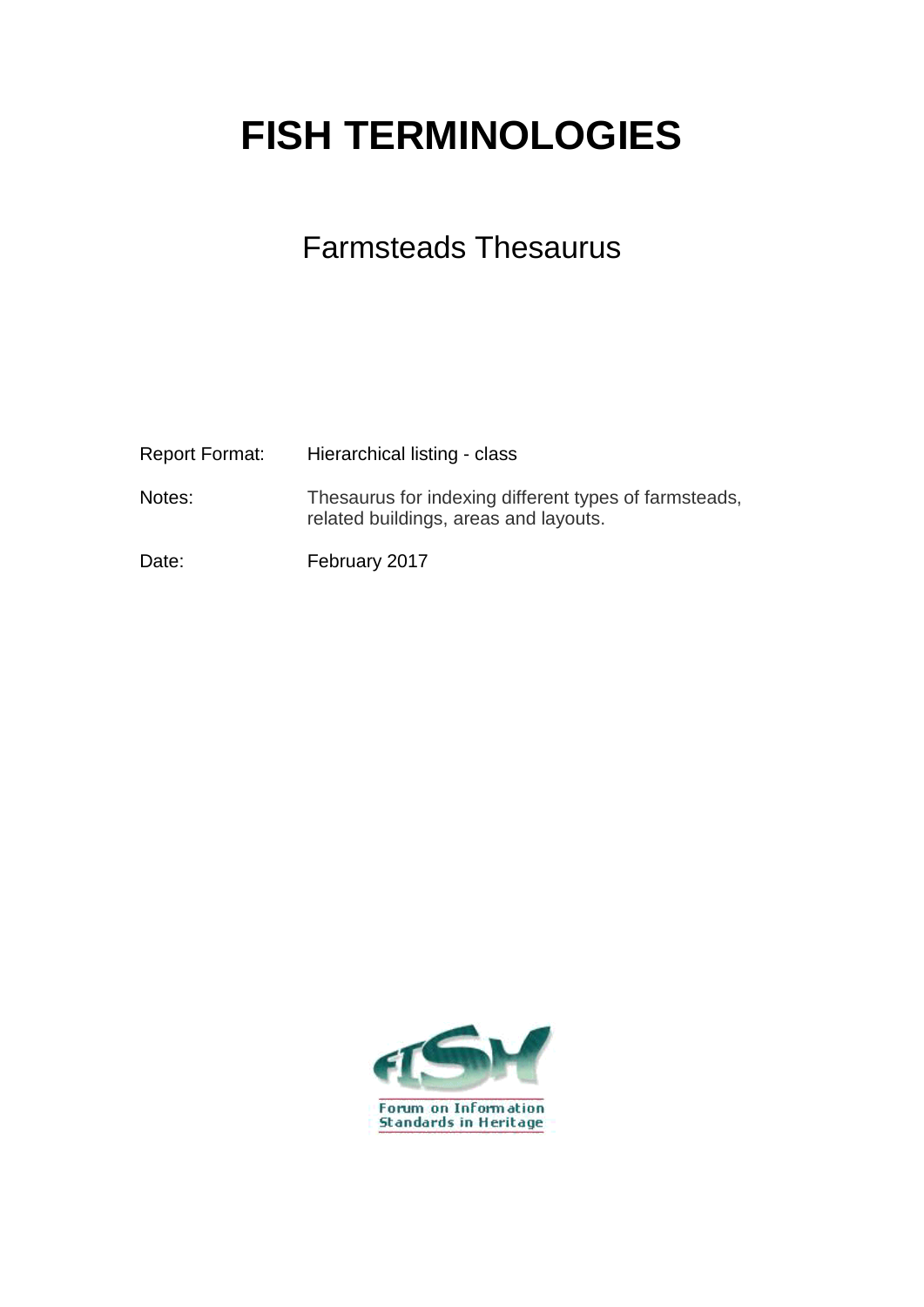# FISH TERMINOLOGIES

## Farmsteads Thesaurus

| | |
|---|---|
| Report Format: | Hierarchical listing - class |
| Notes: | Thesaurus for indexing different types of farmsteads, related buildings, areas and layouts. |
| Date: | February 2017 |

Forum on Information Standards in Heritage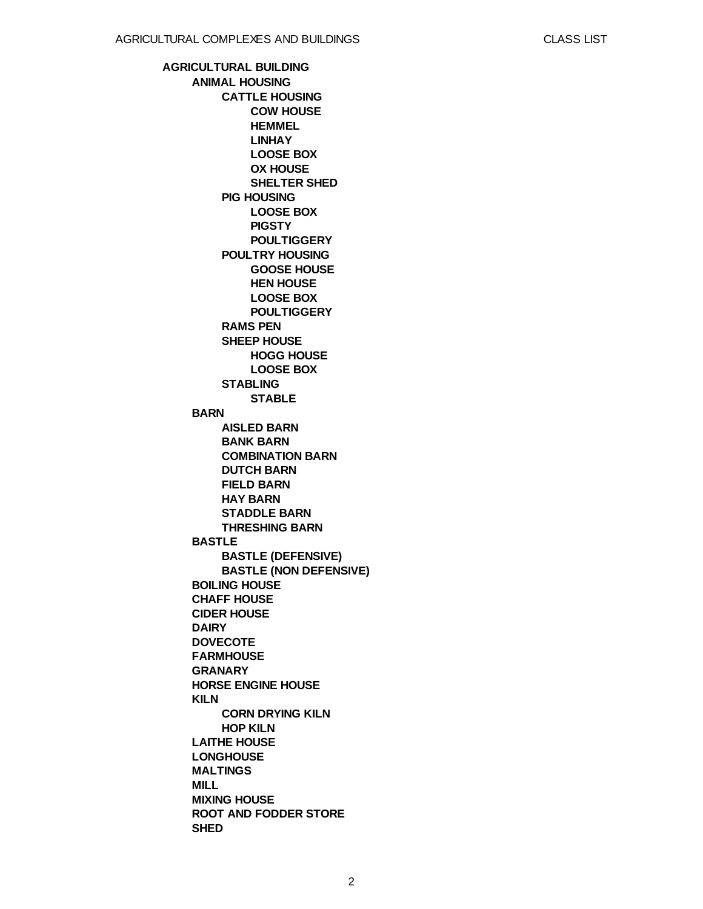- **AGRICULTURAL BUILDING**
  - **ANIMAL HOUSING**
    - **CATTLE HOUSING**
      - **COW HOUSE**
      - **HEMMEL**
      - **LINHAY**
      - **LOOSE BOX**
      - **OX HOUSE**
      - **SHELTER SHED**
    - **PIG HOUSING**
      - **LOOSE BOX**
      - **PIGSTY**
      - **POULTIGGERY**
    - **POULTRY HOUSING**
      - **GOOSE HOUSE**
      - **HEN HOUSE**
      - **LOOSE BOX**
      - **POULTIGGERY**
    - **RAMS PEN**
    - **SHEEP HOUSE**
      - **HOGG HOUSE**
      - **LOOSE BOX**
    - **STABLING**
      - **STABLE**
  - **BARN**
    - **AISLED BARN**
    - **BANK BARN**
    - **COMBINATION BARN**
    - **DUTCH BARN**
    - **FIELD BARN**
    - **HAY BARN**
    - **STADDLE BARN**
    - **THRESHING BARN**
  - **BASTLE**
    - **BASTLE (DEFENSIVE)**
    - **BASTLE (NON DEFENSIVE)**
  - **BOILING HOUSE**
  - **CHAFF HOUSE**
  - **CIDER HOUSE**
  - **DAIRY**
  - **DOVECOTE**
  - **FARMHOUSE**
  - **GRANARY**
  - **HORSE ENGINE HOUSE**
  - **KILN**
    - **CORN DRYING KILN**
    - **HOP KILN**
  - **LAITHE HOUSE**
  - **LONGHOUSE**
  - **MALTINGS**
  - **MILL**
  - **MIXING HOUSE**
  - **ROOT AND FODDER STORE**
  - **SHED**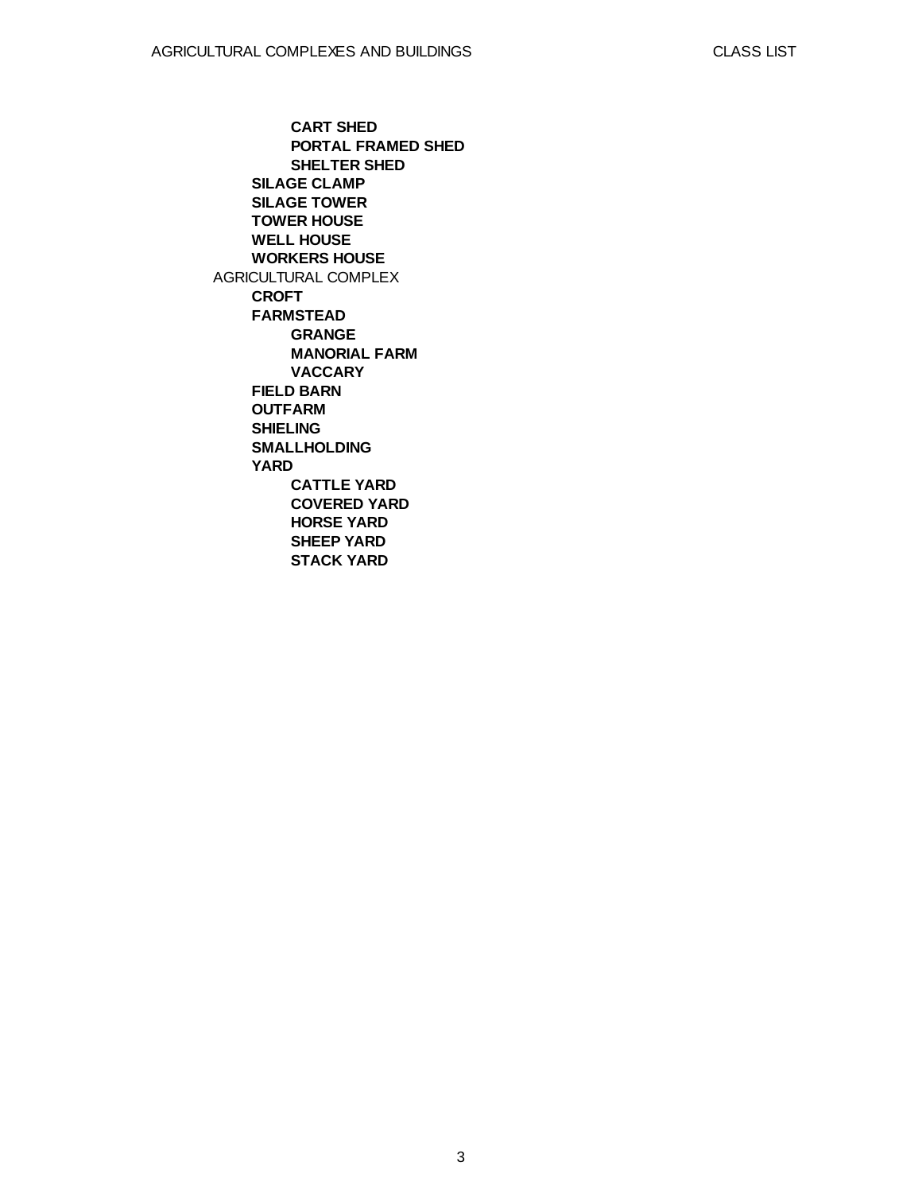- **CART SHED**
- **PORTAL FRAMED SHED**
- **SHELTER SHED**

- **SILAGE CLAMP**
- **SILAGE TOWER**
- **TOWER HOUSE**
- **WELL HOUSE**
- **WORKERS HOUSE**

AGRICULTURAL COMPLEX

- **CROFT**
- **FARMSTEAD**
  - **GRANGE**
  - **MANORIAL FARM**
  - **VACCARY**
- **FIELD BARN**
- **OUTFARM**
- **SHIELING**
- **SMALLHOLDING**
- **YARD**
  - **CATTLE YARD**
  - **COVERED YARD**
  - **HORSE YARD**
  - **SHEEP YARD**
  - **STACK YARD**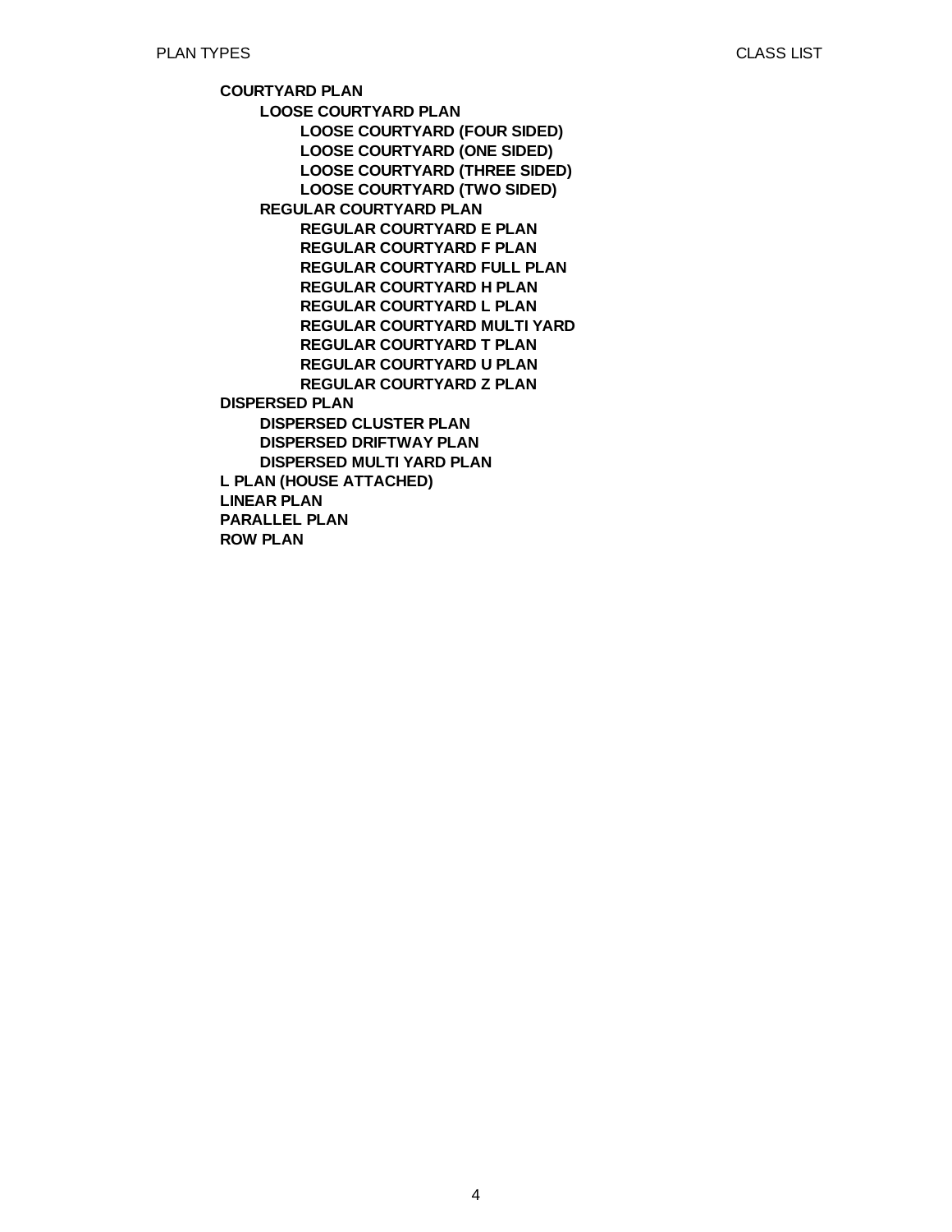- **COURTYARD PLAN**
  - **LOOSE COURTYARD PLAN**
    - **LOOSE COURTYARD (FOUR SIDED)**
    - **LOOSE COURTYARD (ONE SIDED)**
    - **LOOSE COURTYARD (THREE SIDED)**
    - **LOOSE COURTYARD (TWO SIDED)**
  - **REGULAR COURTYARD PLAN**
    - **REGULAR COURTYARD E PLAN**
    - **REGULAR COURTYARD F PLAN**
    - **REGULAR COURTYARD FULL PLAN**
    - **REGULAR COURTYARD H PLAN**
    - **REGULAR COURTYARD L PLAN**
    - **REGULAR COURTYARD MULTI YARD**
    - **REGULAR COURTYARD T PLAN**
    - **REGULAR COURTYARD U PLAN**
    - **REGULAR COURTYARD Z PLAN**
- **DISPERSED PLAN**
  - **DISPERSED CLUSTER PLAN**
  - **DISPERSED DRIFTWAY PLAN**
  - **DISPERSED MULTI YARD PLAN**
- **L PLAN (HOUSE ATTACHED)**
- **LINEAR PLAN**
- **PARALLEL PLAN**
- **ROW PLAN**